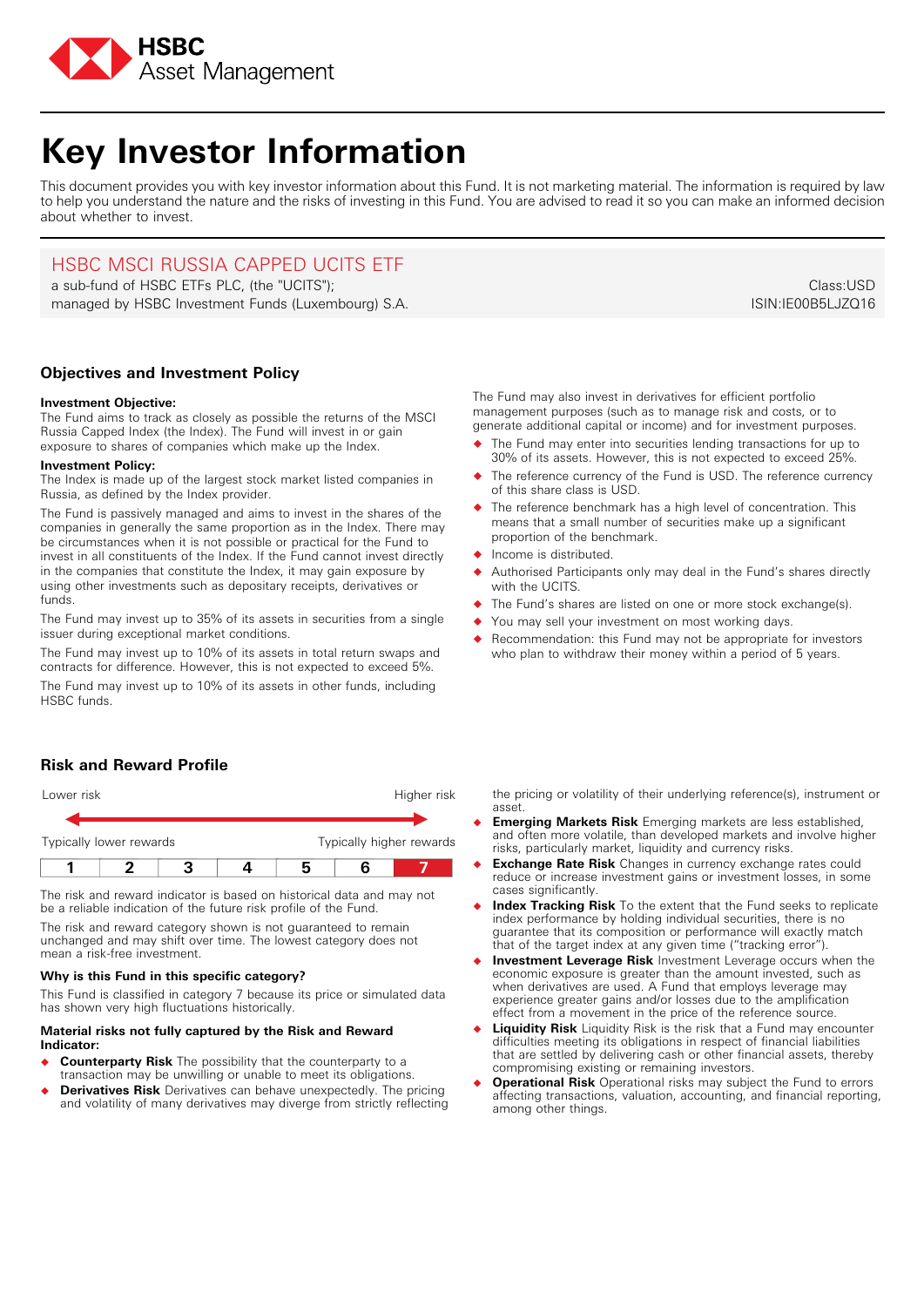# Key Investor Information

This document provides you with key investor information about this Fund. It is not marketing material. The information is required by law to help you understand the nature and the risks of investing in this Fund. You are advised to read it so you can make an informed decision about whether to invest.

## HSBC MSCI RUSSIA CAPPED UCITS ETF

a sub-fund of HSBC ETFs PLC, (the "UCITS"); managed by HSBC Investment Funds (Luxembourg) S.A.

Class:USD
ISIN:IE00B5LJZQ16

## Objectives and Investment Policy

**Investment Objective:**
The Fund aims to track as closely as possible the returns of the MSCI Russia Capped Index (the Index). The Fund will invest in or gain exposure to shares of companies which make up the Index.

**Investment Policy:**
The Index is made up of the largest stock market listed companies in Russia, as defined by the Index provider.

The Fund is passively managed and aims to invest in the shares of the companies in generally the same proportion as in the Index. There may be circumstances when it is not possible or practical for the Fund to invest in all constituents of the Index. If the Fund cannot invest directly in the companies that constitute the Index, it may gain exposure by using other investments such as depositary receipts, derivatives or funds.

The Fund may invest up to 35% of its assets in securities from a single issuer during exceptional market conditions.

The Fund may invest up to 10% of its assets in total return swaps and contracts for difference. However, this is not expected to exceed 5%.

The Fund may invest up to 10% of its assets in other funds, including HSBC funds.

The Fund may also invest in derivatives for efficient portfolio management purposes (such as to manage risk and costs, or to generate additional capital or income) and for investment purposes.

- The Fund may enter into securities lending transactions for up to 30% of its assets. However, this is not expected to exceed 25%.
- The reference currency of the Fund is USD. The reference currency of this share class is USD.
- The reference benchmark has a high level of concentration. This means that a small number of securities make up a significant proportion of the benchmark.
- Income is distributed.
- Authorised Participants only may deal in the Fund's shares directly with the UCITS.
- The Fund's shares are listed on one or more stock exchange(s).
- You may sell your investment on most working days.
- Recommendation: this Fund may not be appropriate for investors who plan to withdraw their money within a period of 5 years.

## Risk and Reward Profile

| Lower risk | | | | | | Higher risk |
|---|---|---|---|---|---|---|
| Typically lower rewards | | | | | | Typically higher rewards |
| 1 | 2 | 3 | 4 | 5 | 6 | **7** |

The risk and reward indicator is based on historical data and may not be a reliable indication of the future risk profile of the Fund.

The risk and reward category shown is not guaranteed to remain unchanged and may shift over time. The lowest category does not mean a risk-free investment.

**Why is this Fund in this specific category?**

This Fund is classified in category 7 because its price or simulated data has shown very high fluctuations historically.

**Material risks not fully captured by the Risk and Reward Indicator:**

- **Counterparty Risk** The possibility that the counterparty to a transaction may be unwilling or unable to meet its obligations.
- **Derivatives Risk** Derivatives can behave unexpectedly. The pricing and volatility of many derivatives may diverge from strictly reflecting the pricing or volatility of their underlying reference(s), instrument or asset.
- **Emerging Markets Risk** Emerging markets are less established, and often more volatile, than developed markets and involve higher risks, particularly market, liquidity and currency risks.
- **Exchange Rate Risk** Changes in currency exchange rates could reduce or increase investment gains or investment losses, in some cases significantly.
- **Index Tracking Risk** To the extent that the Fund seeks to replicate index performance by holding individual securities, there is no guarantee that its composition or performance will exactly match that of the target index at any given time ("tracking error").
- **Investment Leverage Risk** Investment Leverage occurs when the economic exposure is greater than the amount invested, such as when derivatives are used. A Fund that employs leverage may experience greater gains and/or losses due to the amplification effect from a movement in the price of the reference source.
- **Liquidity Risk** Liquidity Risk is the risk that a Fund may encounter difficulties meeting its obligations in respect of financial liabilities that are settled by delivering cash or other financial assets, thereby compromising existing or remaining investors.
- **Operational Risk** Operational risks may subject the Fund to errors affecting transactions, valuation, accounting, and financial reporting, among other things.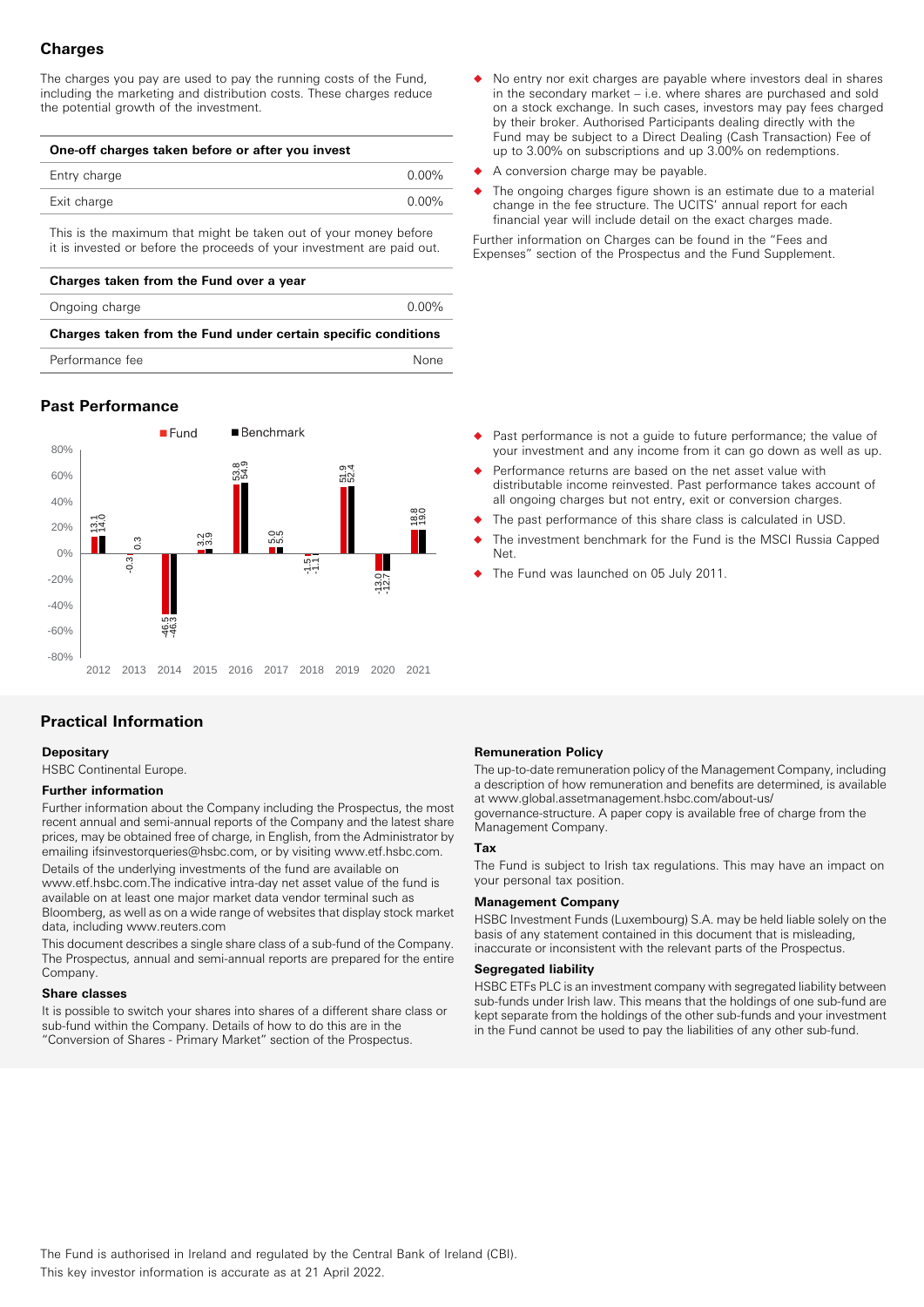## Charges

The charges you pay are used to pay the running costs of the Fund, including the marketing and distribution costs. These charges reduce the potential growth of the investment.

| One-off charges taken before or after you invest | |
|---|---|
| Entry charge | 0.00% |
| Exit charge | 0.00% |

This is the maximum that might be taken out of your money before it is invested or before the proceeds of your investment are paid out.

| Charges taken from the Fund over a year | |
|---|---|
| Ongoing charge | 0.00% |
| **Charges taken from the Fund under certain specific conditions** | |
| Performance fee | None |

- No entry nor exit charges are payable where investors deal in shares in the secondary market – i.e. where shares are purchased and sold on a stock exchange. In such cases, investors may pay fees charged by their broker. Authorised Participants dealing directly with the Fund may be subject to a Direct Dealing (Cash Transaction) Fee of up to 3.00% on subscriptions and up 3.00% on redemptions.
- A conversion charge may be payable.
- The ongoing charges figure shown is an estimate due to a material change in the fee structure. The UCITS' annual report for each financial year will include detail on the exact charges made.

Further information on Charges can be found in the "Fees and Expenses" section of the Prospectus and the Fund Supplement.

## Past Performance

Fund
Benchmark

80%
60%
40%
20%
0%
-20%
-40%
-60%
-80%

2012: 13.1, 14.0
2013: -0.3, 0.3
2014: -46.5, -46.3
2015: 3.2, 3.9
2016: 53.8, 54.9
2017: 5.0, 5.5
2018: -1.5, -1.1
2019: 51.9, 52.4
2020: -13.0, -12.7
2021: 18.8, 19.0

- Past performance is not a guide to future performance; the value of your investment and any income from it can go down as well as up.
- Performance returns are based on the net asset value with distributable income reinvested. Past performance takes account of all ongoing charges but not entry, exit or conversion charges.
- The past performance of this share class is calculated in USD.
- The investment benchmark for the Fund is the MSCI Russia Capped Net.
- The Fund was launched on 05 July 2011.

## Practical Information

**Depositary**

HSBC Continental Europe.

**Further information**

Further information about the Company including the Prospectus, the most recent annual and semi-annual reports of the Company and the latest share prices, may be obtained free of charge, in English, from the Administrator by emailing ifsinvestorqueries@hsbc.com, or by visiting www.etf.hsbc.com.

Details of the underlying investments of the fund are available on www.etf.hsbc.com.The indicative intra-day net asset value of the fund is available on at least one major market data vendor terminal such as Bloomberg, as well as on a wide range of websites that display stock market data, including www.reuters.com

This document describes a single share class of a sub-fund of the Company. The Prospectus, annual and semi-annual reports are prepared for the entire Company.

**Share classes**

It is possible to switch your shares into shares of a different share class or sub-fund within the Company. Details of how to do this are in the "Conversion of Shares - Primary Market" section of the Prospectus.

**Remuneration Policy**

The up-to-date remuneration policy of the Management Company, including a description of how remuneration and benefits are determined, is available at www.global.assetmanagement.hsbc.com/about-us/governance-structure. A paper copy is available free of charge from the Management Company.

**Tax**

The Fund is subject to Irish tax regulations. This may have an impact on your personal tax position.

**Management Company**

HSBC Investment Funds (Luxembourg) S.A. may be held liable solely on the basis of any statement contained in this document that is misleading, inaccurate or inconsistent with the relevant parts of the Prospectus.

**Segregated liability**

HSBC ETFs PLC is an investment company with segregated liability between sub-funds under Irish law. This means that the holdings of one sub-fund are kept separate from the holdings of the other sub-funds and your investment in the Fund cannot be used to pay the liabilities of any other sub-fund.

The Fund is authorised in Ireland and regulated by the Central Bank of Ireland (CBI).

This key investor information is accurate as at 21 April 2022.